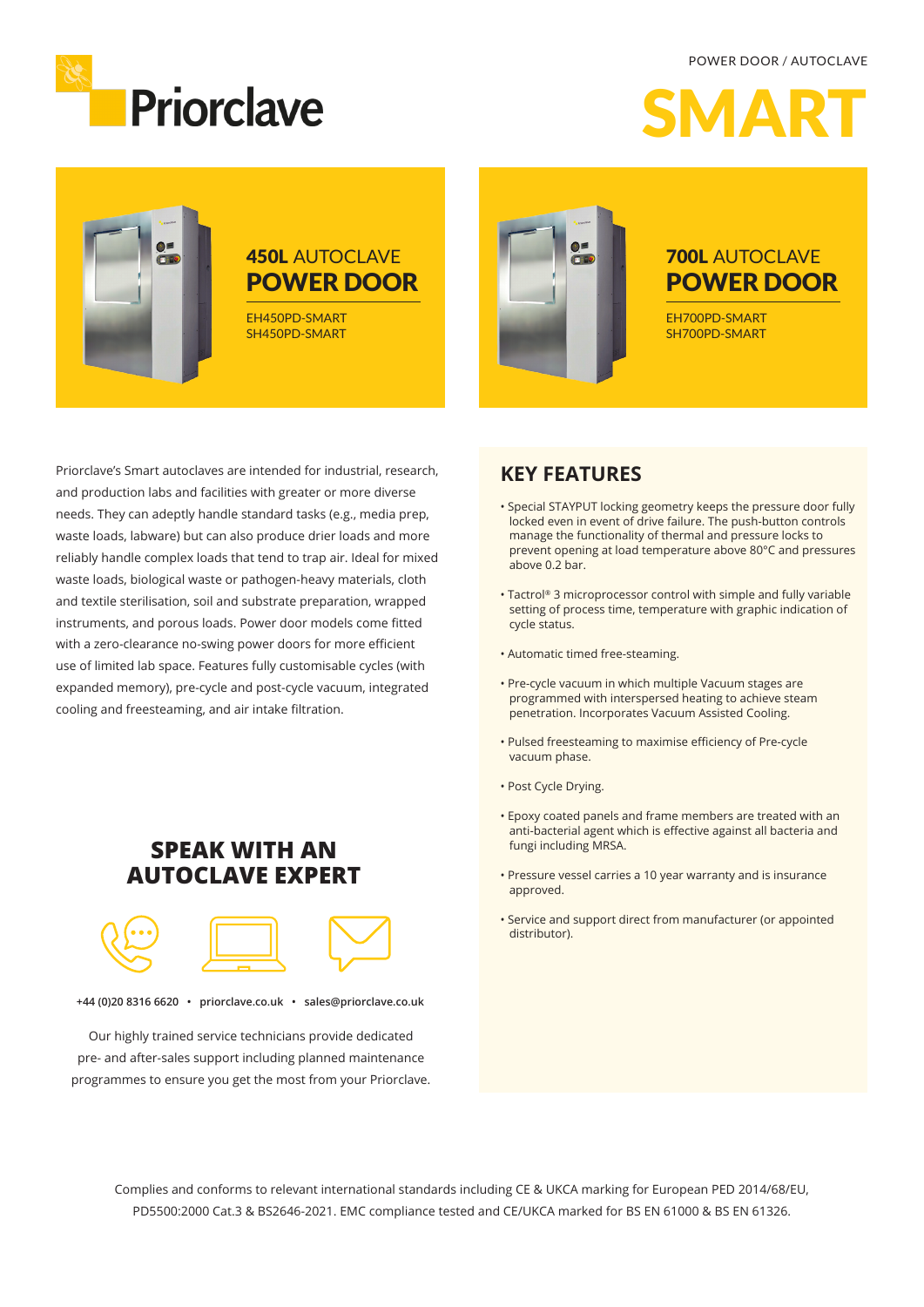POWER DOOR / AUTOCLAVE

Priorclave

# SMART

## 450L AUTOCLAVE POWER DOOR

EH450PD-SMART
SH450PD-SMART

## 700L AUTOCLAVE POWER DOOR

EH700PD-SMART
SH700PD-SMART

Priorclave's Smart autoclaves are intended for industrial, research, and production labs and facilities with greater or more diverse needs. They can adeptly handle standard tasks (e.g., media prep, waste loads, labware) but can also produce drier loads and more reliably handle complex loads that tend to trap air. Ideal for mixed waste loads, biological waste or pathogen-heavy materials, cloth and textile sterilisation, soil and substrate preparation, wrapped instruments, and porous loads. Power door models come fitted with a zero-clearance no-swing power doors for more efficient use of limited lab space. Features fully customisable cycles (with expanded memory), pre-cycle and post-cycle vacuum, integrated cooling and freesteaming, and air intake filtration.

## KEY FEATURES

- Special STAYPUT locking geometry keeps the pressure door fully locked even in event of drive failure. The push-button controls manage the functionality of thermal and pressure locks to prevent opening at load temperature above 80°C and pressures above 0.2 bar.
- Tactrol® 3 microprocessor control with simple and fully variable setting of process time, temperature with graphic indication of cycle status.
- Automatic timed free-steaming.
- Pre-cycle vacuum in which multiple Vacuum stages are programmed with interspersed heating to achieve steam penetration. Incorporates Vacuum Assisted Cooling.
- Pulsed freesteaming to maximise efficiency of Pre-cycle vacuum phase.
- Post Cycle Drying.
- Epoxy coated panels and frame members are treated with an anti-bacterial agent which is effective against all bacteria and fungi including MRSA.
- Pressure vessel carries a 10 year warranty and is insurance approved.
- Service and support direct from manufacturer (or appointed distributor).

## SPEAK WITH AN AUTOCLAVE EXPERT

**+44 (0)20 8316 6620 • priorclave.co.uk • sales@priorclave.co.uk**

Our highly trained service technicians provide dedicated pre- and after-sales support including planned maintenance programmes to ensure you get the most from your Priorclave.

Complies and conforms to relevant international standards including CE & UKCA marking for European PED 2014/68/EU, PD5500:2000 Cat.3 & BS2646-2021. EMC compliance tested and CE/UKCA marked for BS EN 61000 & BS EN 61326.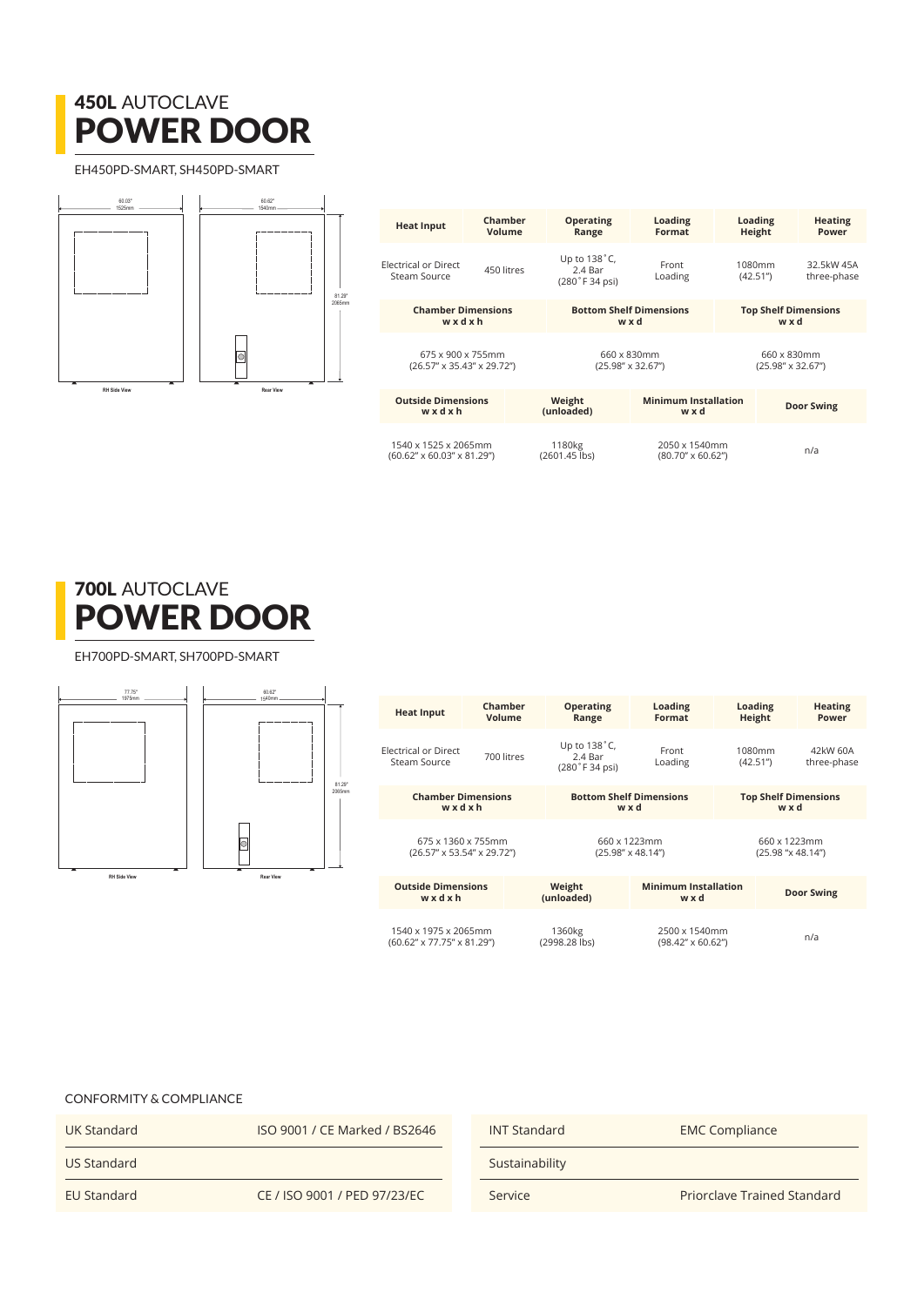## 450L AUTOCLAVE
# POWER DOOR

EH450PD-SMART, SH450PD-SMART

60.03"
1525mm

60.62"
1540mm

81.29"
2065mm

RH Side View

Rear View

| Heat Input | Chamber Volume | Operating Range | Loading Format | Loading Height | Heating Power |
|---|---|---|---|---|---|
| Electrical or Direct Steam Source | 450 litres | Up to 138˚C, 2.4 Bar (280˚F 34 psi) | Front Loading | 1080mm (42.51") | 32.5kW 45A three-phase |

| Chamber Dimensions w x d x h | Bottom Shelf Dimensions w x d | Top Shelf Dimensions w x d |
|---|---|---|
| 675 x 900 x 755mm (26.57" x 35.43" x 29.72") | 660 x 830mm (25.98" x 32.67") | 660 x 830mm (25.98" x 32.67") |

| Outside Dimensions w x d x h | Weight (unloaded) | Minimum Installation w x d | Door Swing |
|---|---|---|---|
| 1540 x 1525 x 2065mm (60.62" x 60.03" x 81.29") | 1180kg (2601.45 lbs) | 2050 x 1540mm (80.70" x 60.62") | n/a |

## 700L AUTOCLAVE
# POWER DOOR

EH700PD-SMART, SH700PD-SMART

77.75"
1975mm

60.62"
1540mm

81.29"
2065mm

RH Side View

Rear View

| Heat Input | Chamber Volume | Operating Range | Loading Format | Loading Height | Heating Power |
|---|---|---|---|---|---|
| Electrical or Direct Steam Source | 700 litres | Up to 138˚C, 2.4 Bar (280˚F 34 psi) | Front Loading | 1080mm (42.51") | 42kW 60A three-phase |

| Chamber Dimensions w x d x h | Bottom Shelf Dimensions w x d | Top Shelf Dimensions w x d |
|---|---|---|
| 675 x 1360 x 755mm (26.57" x 53.54" x 29.72") | 660 x 1223mm (25.98" x 48.14") | 660 x 1223mm (25.98 "x 48.14") |

| Outside Dimensions w x d x h | Weight (unloaded) | Minimum Installation w x d | Door Swing |
|---|---|---|---|
| 1540 x 1975 x 2065mm (60.62" x 77.75" x 81.29") | 1360kg (2998.28 lbs) | 2500 x 1540mm (98.42" x 60.62") | n/a |

CONFORMITY & COMPLIANCE

| | |
|---|---|
| UK Standard | ISO 9001 / CE Marked / BS2646 |
| US Standard | |
| EU Standard | CE / ISO 9001 / PED 97/23/EC |

| | |
|---|---|
| INT Standard | EMC Compliance |
| Sustainability | |
| Service | Priorclave Trained Standard |